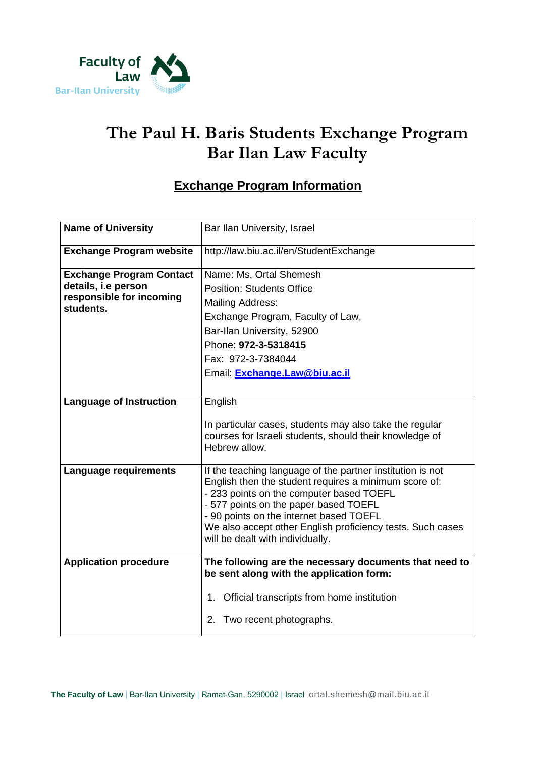Faculty of Law
Bar-Ilan University

# The Paul H. Baris Students Exchange Program
# Bar Ilan Law Faculty

## Exchange Program Information

| | |
|---|---|
| **Name of University** | Bar Ilan University, Israel |
| **Exchange Program website** | http://law.biu.ac.il/en/StudentExchange |
| **Exchange Program Contact details, i.e person responsible for incoming students.** | Name: Ms. Ortal Shemesh<br>Position: Students Office<br>Mailing Address:<br>Exchange Program, Faculty of Law,<br>Bar-Ilan University, 52900<br>Phone: **972-3-5318415**<br>Fax: 972-3-7384044<br>Email: **Exchange.Law@biu.ac.il** |
| **Language of Instruction** | English<br><br>In particular cases, students may also take the regular courses for Israeli students, should their knowledge of Hebrew allow. |
| **Language requirements** | If the teaching language of the partner institution is not English then the student requires a minimum score of:<br>- 233 points on the computer based TOEFL<br>- 577 points on the paper based TOEFL<br>- 90 points on the internet based TOEFL<br>We also accept other English proficiency tests. Such cases will be dealt with individually. |
| **Application procedure** | **The following are the necessary documents that need to be sent along with the application form:**<br><br>1. Official transcripts from home institution<br><br>2. Two recent photographs. |

The Faculty of Law | Bar-Ilan University | Ramat-Gan, 5290002 | Israel ortal.shemesh@mail.biu.ac.il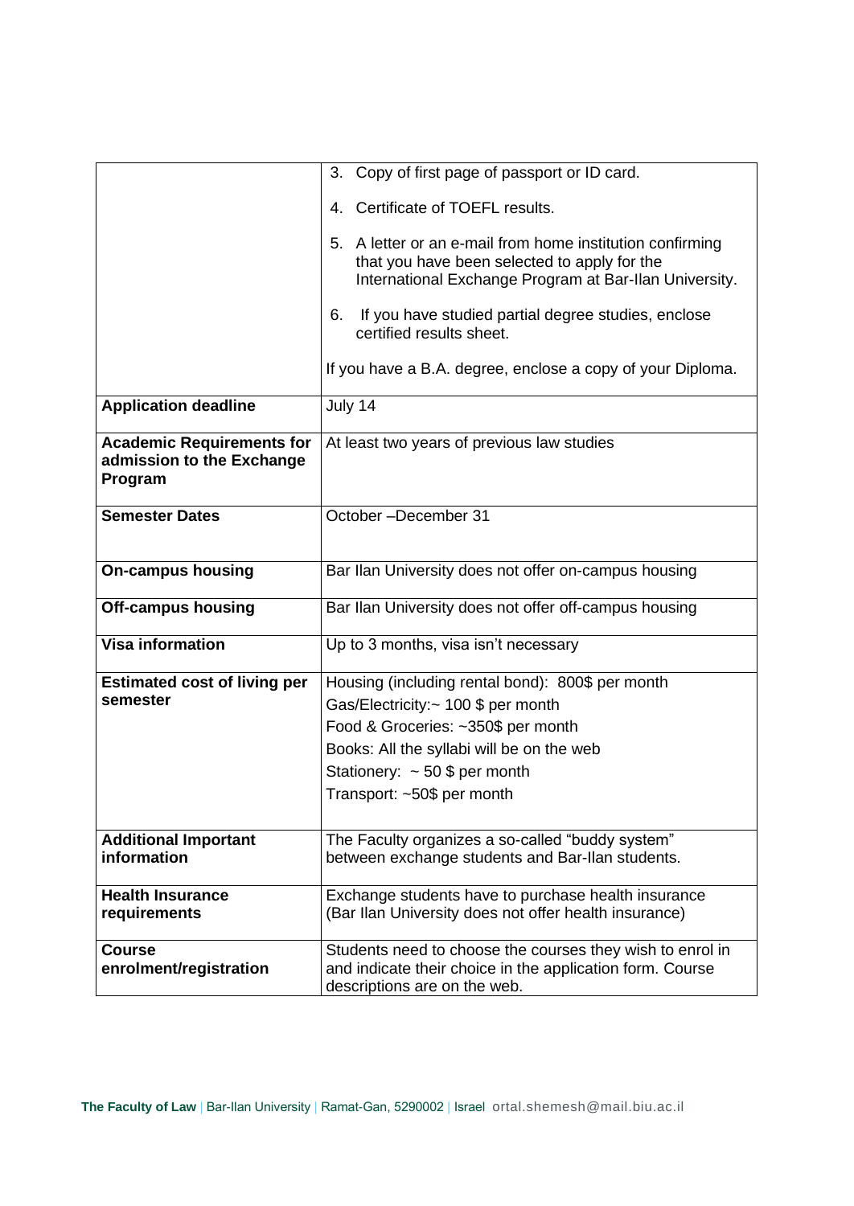| | |
|---|---|
| | 3. Copy of first page of passport or ID card.<br><br>4. Certificate of TOEFL results.<br><br>5. A letter or an e-mail from home institution confirming that you have been selected to apply for the International Exchange Program at Bar-Ilan University.<br><br>6. If you have studied partial degree studies, enclose certified results sheet.<br><br>If you have a B.A. degree, enclose a copy of your Diploma. |
| **Application deadline** | July 14 |
| **Academic Requirements for admission to the Exchange Program** | At least two years of previous law studies |
| **Semester Dates** | October –December 31 |
| **On-campus housing** | Bar Ilan University does not offer on-campus housing |
| **Off-campus housing** | Bar Ilan University does not offer off-campus housing |
| **Visa information** | Up to 3 months, visa isn't necessary |
| **Estimated cost of living per semester** | Housing (including rental bond): 800$ per month<br>Gas/Electricity:~ 100 $ per month<br>Food & Groceries: ~350$ per month<br>Books: All the syllabi will be on the web<br>Stationery: ~ 50 $ per month<br>Transport: ~50$ per month |
| **Additional Important information** | The Faculty organizes a so-called "buddy system" between exchange students and Bar-Ilan students. |
| **Health Insurance requirements** | Exchange students have to purchase health insurance (Bar Ilan University does not offer health insurance) |
| **Course enrolment/registration** | Students need to choose the courses they wish to enrol in and indicate their choice in the application form. Course descriptions are on the web. |